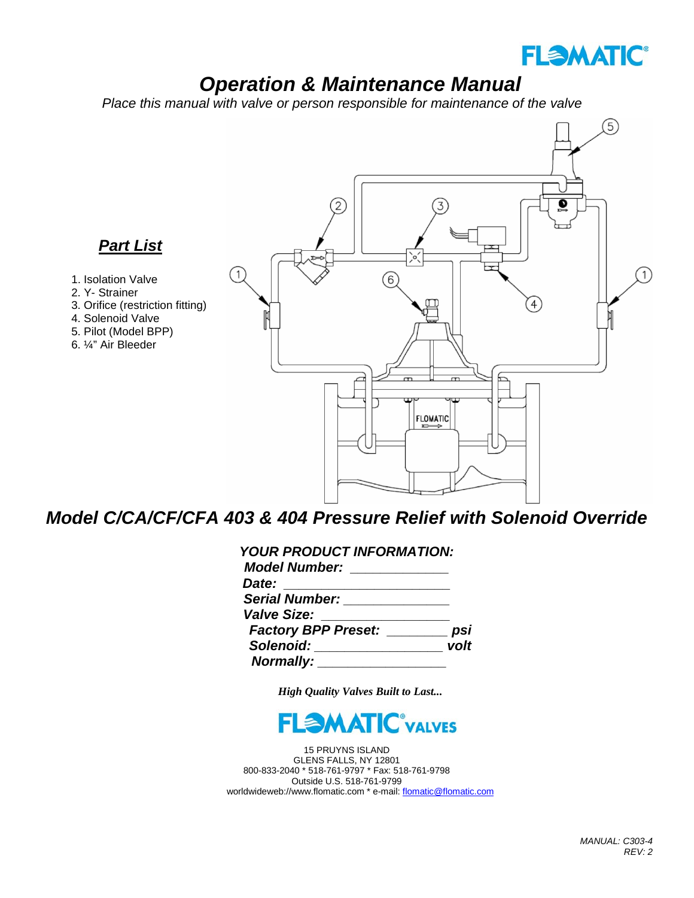# Operation & Maintenance Manual

*Place this manual with valve or person responsible for maintenance of the valve*

## Part List

1. Isolation Valve
2. Y- Strainer
3. Orifice (restriction fitting)
4. Solenoid Valve
5. Pilot (Model BPP)
6. ¼" Air Bleeder

## *Model C/CA/CF/CFA 403 & 404 Pressure Relief with Solenoid Override*

***YOUR PRODUCT INFORMATION:***

***Model Number:*** _____________

***Date:*** ______________________

***Serial Number:*** ______________

***Valve Size:*** _________________

***Factory BPP Preset:*** ________ ***psi***

***Solenoid:*** _________________ ***volt***

***Normally:*** _________________

*High Quality Valves Built to Last...*

FLOMATIC® VALVES

15 PRUYNS ISLAND
GLENS FALLS, NY 12801
800-833-2040 * 518-761-9797 * Fax: 518-761-9798
Outside U.S. 518-761-9799
worldwideweb://www.flomatic.com * e-mail: flomatic@flomatic.com

*MANUAL: C303-4*
*REV: 2*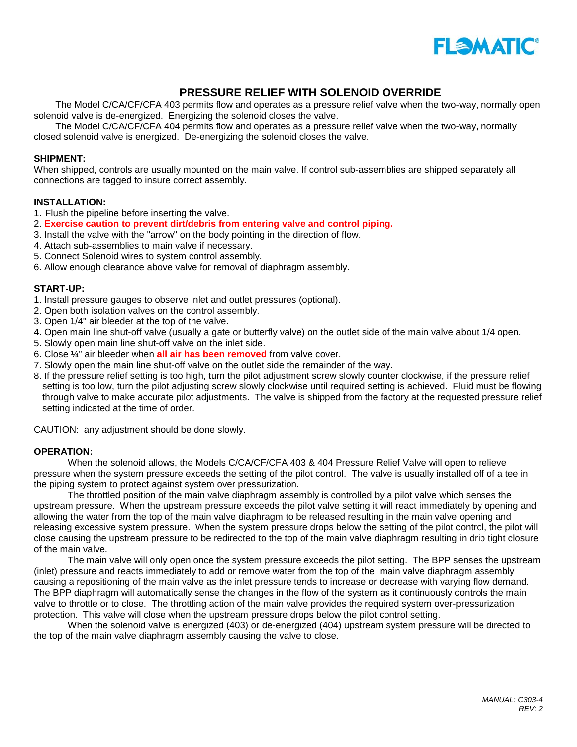# PRESSURE RELIEF WITH SOLENOID OVERRIDE

The Model C/CA/CF/CFA 403 permits flow and operates as a pressure relief valve when the two-way, normally open solenoid valve is de-energized. Energizing the solenoid closes the valve.

The Model C/CA/CF/CFA 404 permits flow and operates as a pressure relief valve when the two-way, normally closed solenoid valve is energized. De-energizing the solenoid closes the valve.

**SHIPMENT:**

When shipped, controls are usually mounted on the main valve. If control sub-assemblies are shipped separately all connections are tagged to insure correct assembly.

**INSTALLATION:**

1. Flush the pipeline before inserting the valve.
2. **Exercise caution to prevent dirt/debris from entering valve and control piping.**
3. Install the valve with the "arrow" on the body pointing in the direction of flow.
4. Attach sub-assemblies to main valve if necessary.
5. Connect Solenoid wires to system control assembly.
6. Allow enough clearance above valve for removal of diaphragm assembly.

**START-UP:**

1. Install pressure gauges to observe inlet and outlet pressures (optional).
2. Open both isolation valves on the control assembly.
3. Open 1/4" air bleeder at the top of the valve.
4. Open main line shut-off valve (usually a gate or butterfly valve) on the outlet side of the main valve about 1/4 open.
5. Slowly open main line shut-off valve on the inlet side.
6. Close ¼" air bleeder when **all air has been removed** from valve cover.
7. Slowly open the main line shut-off valve on the outlet side the remainder of the way.
8. If the pressure relief setting is too high, turn the pilot adjustment screw slowly counter clockwise, if the pressure relief setting is too low, turn the pilot adjusting screw slowly clockwise until required setting is achieved. Fluid must be flowing through valve to make accurate pilot adjustments. The valve is shipped from the factory at the requested pressure relief setting indicated at the time of order.

CAUTION: any adjustment should be done slowly.

**OPERATION:**

When the solenoid allows, the Models C/CA/CF/CFA 403 & 404 Pressure Relief Valve will open to relieve pressure when the system pressure exceeds the setting of the pilot control. The valve is usually installed off of a tee in the piping system to protect against system over pressurization.

The throttled position of the main valve diaphragm assembly is controlled by a pilot valve which senses the upstream pressure. When the upstream pressure exceeds the pilot valve setting it will react immediately by opening and allowing the water from the top of the main valve diaphragm to be released resulting in the main valve opening and releasing excessive system pressure. When the system pressure drops below the setting of the pilot control, the pilot will close causing the upstream pressure to be redirected to the top of the main valve diaphragm resulting in drip tight closure of the main valve.

The main valve will only open once the system pressure exceeds the pilot setting. The BPP senses the upstream (inlet) pressure and reacts immediately to add or remove water from the top of the main valve diaphragm assembly causing a repositioning of the main valve as the inlet pressure tends to increase or decrease with varying flow demand. The BPP diaphragm will automatically sense the changes in the flow of the system as it continuously controls the main valve to throttle or to close. The throttling action of the main valve provides the required system over-pressurization protection. This valve will close when the upstream pressure drops below the pilot control setting.

When the solenoid valve is energized (403) or de-energized (404) upstream system pressure will be directed to the top of the main valve diaphragm assembly causing the valve to close.

*MANUAL: C303-4*
*REV: 2*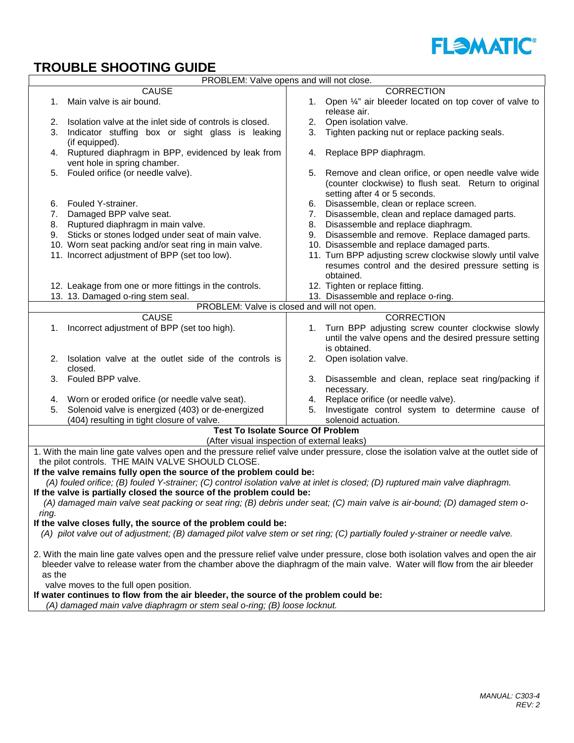FLOMATIC®

# TROUBLE SHOOTING GUIDE

| PROBLEM: Valve opens and will not close. | |
|---|---|
| CAUSE | CORRECTION |
| 1. Main valve is air bound. | 1. Open ¼" air bleeder located on top cover of valve to release air. |
| 2. Isolation valve at the inlet side of controls is closed. | 2. Open isolation valve. |
| 3. Indicator stuffing box or sight glass is leaking (if equipped). | 3. Tighten packing nut or replace packing seals. |
| 4. Ruptured diaphragm in BPP, evidenced by leak from vent hole in spring chamber. | 4. Replace BPP diaphragm. |
| 5. Fouled orifice (or needle valve). | 5. Remove and clean orifice, or open needle valve wide (counter clockwise) to flush seat. Return to original setting after 4 or 5 seconds. |
| 6. Fouled Y-strainer. | 6. Disassemble, clean or replace screen. |
| 7. Damaged BPP valve seat. | 7. Disassemble, clean and replace damaged parts. |
| 8. Ruptured diaphragm in main valve. | 8. Disassemble and replace diaphragm. |
| 9. Sticks or stones lodged under seat of main valve. | 9. Disassemble and remove. Replace damaged parts. |
| 10. Worn seat packing and/or seat ring in main valve. | 10. Disassemble and replace damaged parts. |
| 11. Incorrect adjustment of BPP (set too low). | 11. Turn BPP adjusting screw clockwise slowly until valve resumes control and the desired pressure setting is obtained. |
| 12. Leakage from one or more fittings in the controls. | 12. Tighten or replace fitting. |
| 13. 13. Damaged o-ring stem seal. | 13. Disassemble and replace o-ring. |

| PROBLEM: Valve is closed and will not open. | |
|---|---|
| CAUSE | CORRECTION |
| 1. Incorrect adjustment of BPP (set too high). | 1. Turn BPP adjusting screw counter clockwise slowly until the valve opens and the desired pressure setting is obtained. |
| 2. Isolation valve at the outlet side of the controls is closed. | 2. Open isolation valve. |
| 3. Fouled BPP valve. | 3. Disassemble and clean, replace seat ring/packing if necessary. |
| 4. Worn or eroded orifice (or needle valve seat). | 4. Replace orifice (or needle valve). |
| 5. Solenoid valve is energized (403) or de-energized (404) resulting in tight closure of valve. | 5. Investigate control system to determine cause of solenoid actuation. |

**Test To Isolate Source Of Problem**

(After visual inspection of external leaks)

1. With the main line gate valves open and the pressure relief valve under pressure, close the isolation valve at the outlet side of the pilot controls. THE MAIN VALVE SHOULD CLOSE.

**If the valve remains fully open the source of the problem could be:**

*(A) fouled orifice; (B) fouled Y-strainer; (C) control isolation valve at inlet is closed; (D) ruptured main valve diaphragm.*

**If the valve is partially closed the source of the problem could be:**

*(A) damaged main valve seat packing or seat ring; (B) debris under seat; (C) main valve is air-bound; (D) damaged stem o-ring.*

**If the valve closes fully, the source of the problem could be:**

*(A) pilot valve out of adjustment; (B) damaged pilot valve stem or set ring; (C) partially fouled y-strainer or needle valve.*

2. With the main line gate valves open and the pressure relief valve under pressure, close both isolation valves and open the air bleeder valve to release water from the chamber above the diaphragm of the main valve. Water will flow from the air bleeder as the valve moves to the full open position.

**If water continues to flow from the air bleeder, the source of the problem could be:**

*(A) damaged main valve diaphragm or stem seal o-ring; (B) loose locknut.*

*MANUAL: C303-4*
*REV: 2*